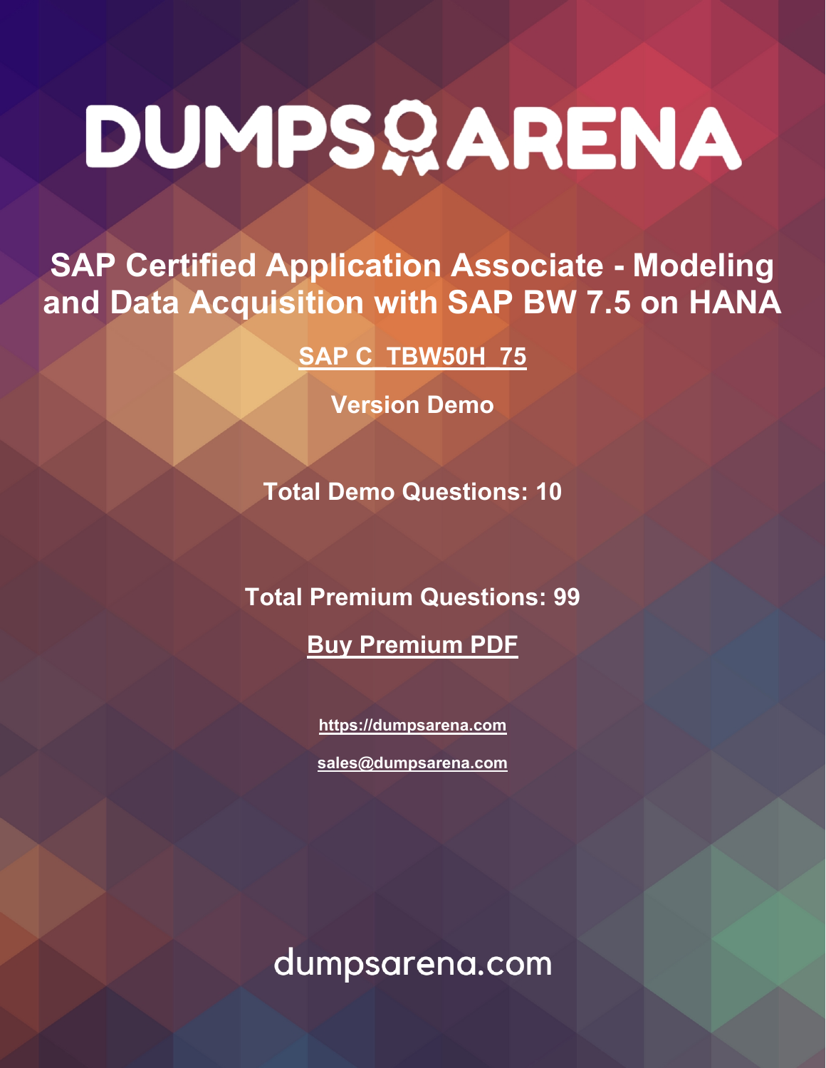# DUMPS ARENA

## SAP Certified Application Associate - Modeling and Data Acquisition with SAP BW 7.5 on HANA

**SAP C_TBW50H_75**

**Version Demo**

**Total Demo Questions: 10**

**Total Premium Questions: 99**

**Buy Premium PDF**

https://dumpsarena.com

sales@dumpsarena.com

dumpsarena.com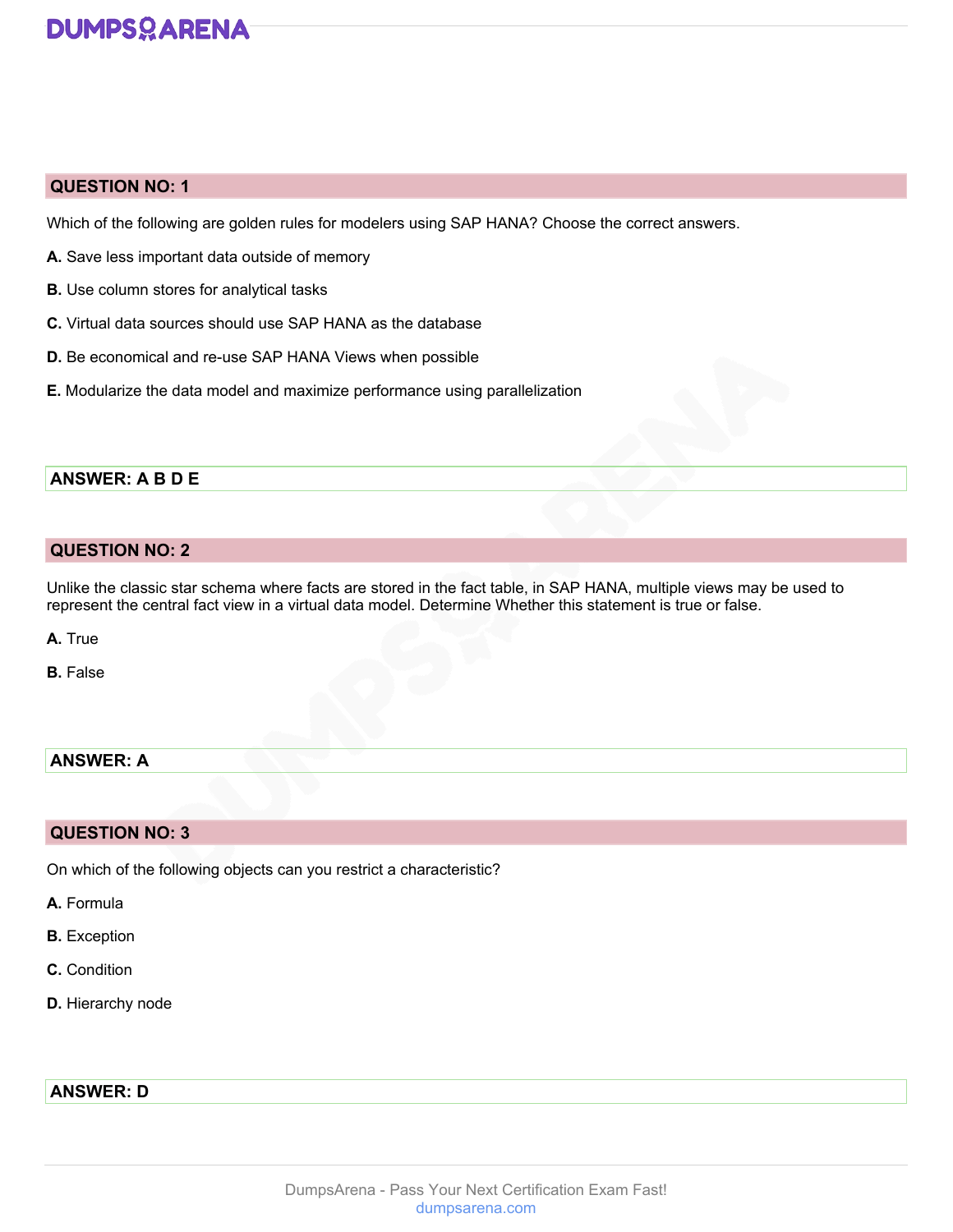## QUESTION NO: 1

Which of the following are golden rules for modelers using SAP HANA? Choose the correct answers.

**A.** Save less important data outside of memory

**B.** Use column stores for analytical tasks

**C.** Virtual data sources should use SAP HANA as the database

**D.** Be economical and re-use SAP HANA Views when possible

**E.** Modularize the data model and maximize performance using parallelization

**ANSWER: A B D E**

## QUESTION NO: 2

Unlike the classic star schema where facts are stored in the fact table, in SAP HANA, multiple views may be used to represent the central fact view in a virtual data model. Determine Whether this statement is true or false.

**A.** True

**B.** False

**ANSWER: A**

## QUESTION NO: 3

On which of the following objects can you restrict a characteristic?

**A.** Formula

**B.** Exception

**C.** Condition

**D.** Hierarchy node

**ANSWER: D**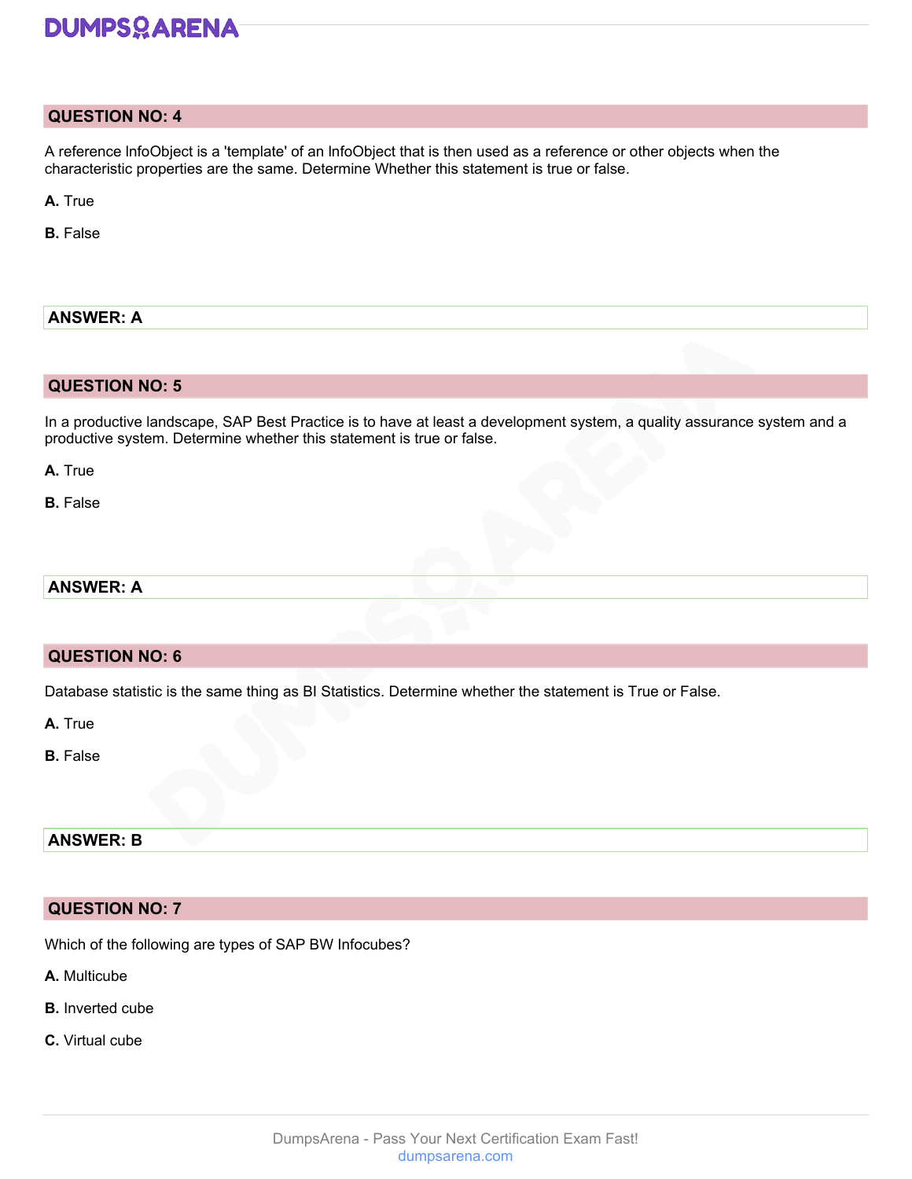## QUESTION NO: 4

A reference InfoObject is a 'template' of an InfoObject that is then used as a reference or other objects when the characteristic properties are the same. Determine Whether this statement is true or false.

**A.** True

**B.** False

**ANSWER: A**

## QUESTION NO: 5

In a productive landscape, SAP Best Practice is to have at least a development system, a quality assurance system and a productive system. Determine whether this statement is true or false.

**A.** True

**B.** False

**ANSWER: A**

## QUESTION NO: 6

Database statistic is the same thing as BI Statistics. Determine whether the statement is True or False.

**A.** True

**B.** False

**ANSWER: B**

## QUESTION NO: 7

Which of the following are types of SAP BW Infocubes?

**A.** Multicube

**B.** Inverted cube

**C.** Virtual cube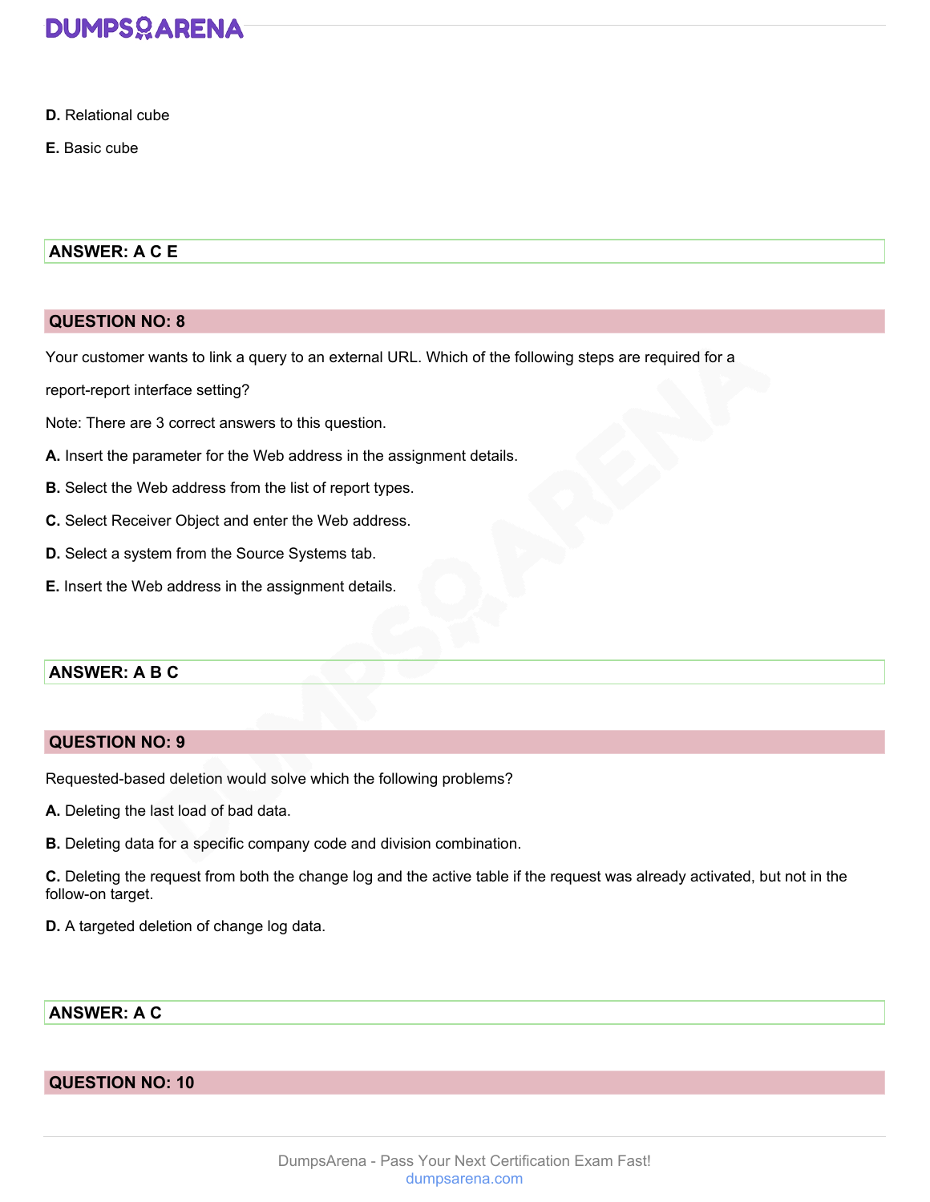**D.** Relational cube

**E.** Basic cube

**ANSWER: A C E**

## QUESTION NO: 8

Your customer wants to link a query to an external URL. Which of the following steps are required for a report-report interface setting?

Note: There are 3 correct answers to this question.

**A.** Insert the parameter for the Web address in the assignment details.

**B.** Select the Web address from the list of report types.

**C.** Select Receiver Object and enter the Web address.

**D.** Select a system from the Source Systems tab.

**E.** Insert the Web address in the assignment details.

**ANSWER: A B C**

## QUESTION NO: 9

Requested-based deletion would solve which the following problems?

**A.** Deleting the last load of bad data.

**B.** Deleting data for a specific company code and division combination.

**C.** Deleting the request from both the change log and the active table if the request was already activated, but not in the follow-on target.

**D.** A targeted deletion of change log data.

**ANSWER: A C**

## QUESTION NO: 10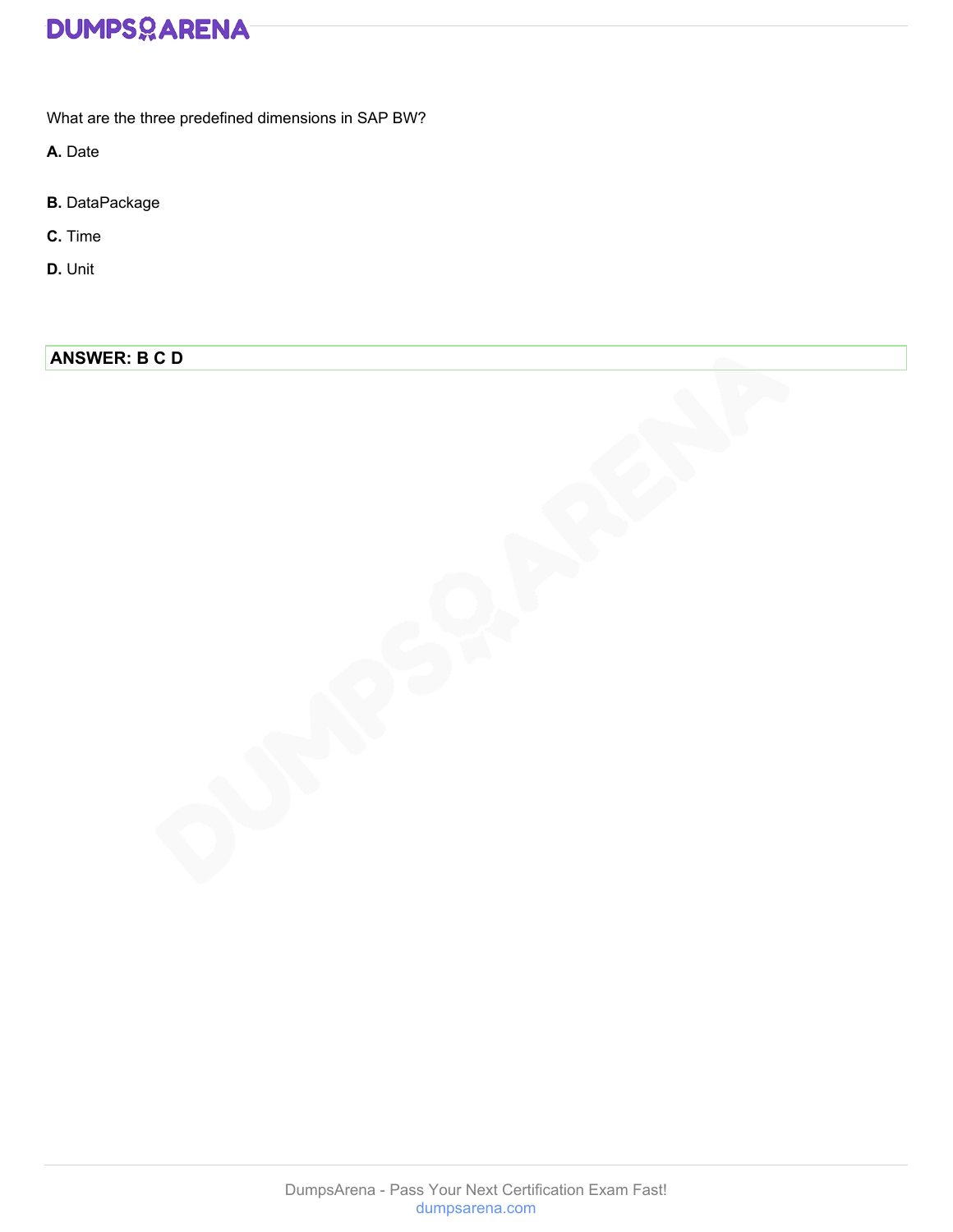What are the three predefined dimensions in SAP BW?

**A.** Date

**B.** DataPackage

**C.** Time

**D.** Unit

**ANSWER: B C D**